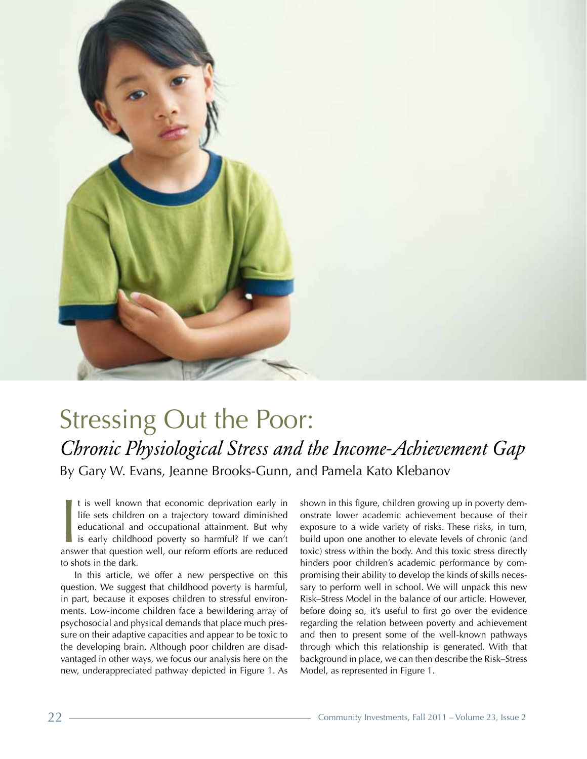# Stressing Out the Poor:

## *Chronic Physiological Stress and the Income-Achievement Gap*

By Gary W. Evans, Jeanne Brooks-Gunn, and Pamela Kato Klebanov

It is well known that economic deprivation early in life sets children on a trajectory toward diminished educational and occupational attainment. But why is early childhood poverty so harmful? If we can't answer that question well, our reform efforts are reduced to shots in the dark.

In this article, we offer a new perspective on this question. We suggest that childhood poverty is harmful, in part, because it exposes children to stressful environments. Low-income children face a bewildering array of psychosocial and physical demands that place much pressure on their adaptive capacities and appear to be toxic to the developing brain. Although poor children are disadvantaged in other ways, we focus our analysis here on the new, underappreciated pathway depicted in Figure 1. As shown in this figure, children growing up in poverty demonstrate lower academic achievement because of their exposure to a wide variety of risks. These risks, in turn, build upon one another to elevate levels of chronic (and toxic) stress within the body. And this toxic stress directly hinders poor children's academic performance by compromising their ability to develop the kinds of skills necessary to perform well in school. We will unpack this new Risk–Stress Model in the balance of our article. However, before doing so, it's useful to first go over the evidence regarding the relation between poverty and achievement and then to present some of the well-known pathways through which this relationship is generated. With that background in place, we can then describe the Risk–Stress Model, as represented in Figure 1.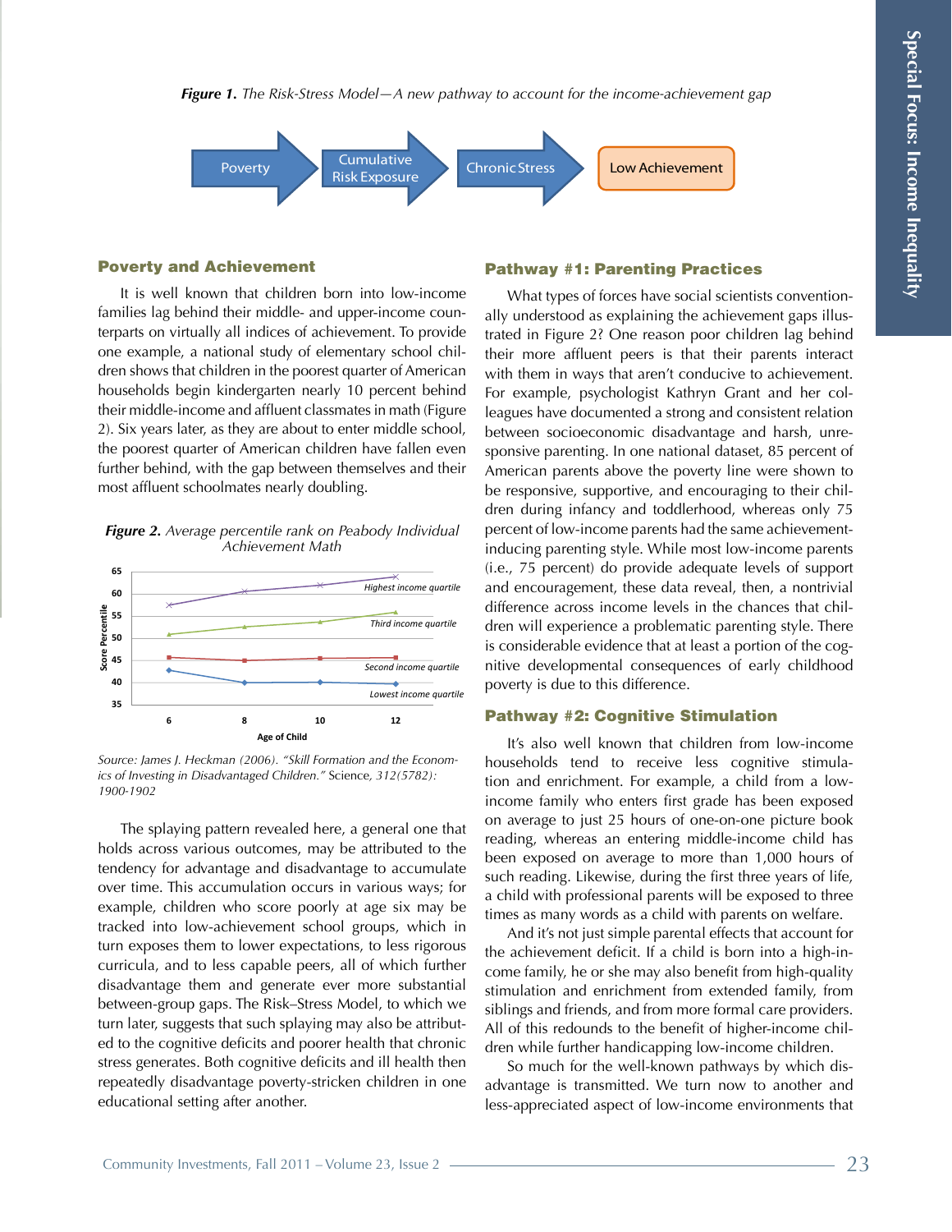*Figure 1. The Risk-Stress Model—A new pathway to account for the income-achievement gap*

Poverty → Cumulative Risk Exposure → Chronic Stress → Low Achievement

## Poverty and Achievement

It is well known that children born into low-income families lag behind their middle- and upper-income counterparts on virtually all indices of achievement. To provide one example, a national study of elementary school children shows that children in the poorest quarter of American households begin kindergarten nearly 10 percent behind their middle-income and affluent classmates in math (Figure 2). Six years later, as they are about to enter middle school, the poorest quarter of American children have fallen even further behind, with the gap between themselves and their most affluent schoolmates nearly doubling.

*Figure 2. Average percentile rank on Peabody Individual Achievement Math*

*Source: James J. Heckman (2006). "Skill Formation and the Economics of Investing in Disadvantaged Children." Science, 312(5782): 1900-1902*

The splaying pattern revealed here, a general one that holds across various outcomes, may be attributed to the tendency for advantage and disadvantage to accumulate over time. This accumulation occurs in various ways; for example, children who score poorly at age six may be tracked into low-achievement school groups, which in turn exposes them to lower expectations, to less rigorous curricula, and to less capable peers, all of which further disadvantage them and generate ever more substantial between-group gaps. The Risk–Stress Model, to which we turn later, suggests that such splaying may also be attributed to the cognitive deficits and poorer health that chronic stress generates. Both cognitive deficits and ill health then repeatedly disadvantage poverty-stricken children in one educational setting after another.

## Pathway #1: Parenting Practices

What types of forces have social scientists conventionally understood as explaining the achievement gaps illustrated in Figure 2? One reason poor children lag behind their more affluent peers is that their parents interact with them in ways that aren't conducive to achievement. For example, psychologist Kathryn Grant and her colleagues have documented a strong and consistent relation between socioeconomic disadvantage and harsh, unresponsive parenting. In one national dataset, 85 percent of American parents above the poverty line were shown to be responsive, supportive, and encouraging to their children during infancy and toddlerhood, whereas only 75 percent of low-income parents had the same achievement-inducing parenting style. While most low-income parents (i.e., 75 percent) do provide adequate levels of support and encouragement, these data reveal, then, a nontrivial difference across income levels in the chances that children will experience a problematic parenting style. There is considerable evidence that at least a portion of the cognitive developmental consequences of early childhood poverty is due to this difference.

## Pathway #2: Cognitive Stimulation

It's also well known that children from low-income households tend to receive less cognitive stimulation and enrichment. For example, a child from a low-income family who enters first grade has been exposed on average to just 25 hours of one-on-one picture book reading, whereas an entering middle-income child has been exposed on average to more than 1,000 hours of such reading. Likewise, during the first three years of life, a child with professional parents will be exposed to three times as many words as a child with parents on welfare.

And it's not just simple parental effects that account for the achievement deficit. If a child is born into a high-income family, he or she may also benefit from high-quality stimulation and enrichment from extended family, from siblings and friends, and from more formal care providers. All of this redounds to the benefit of higher-income children while further handicapping low-income children.

So much for the well-known pathways by which disadvantage is transmitted. We turn now to another and less-appreciated aspect of low-income environments that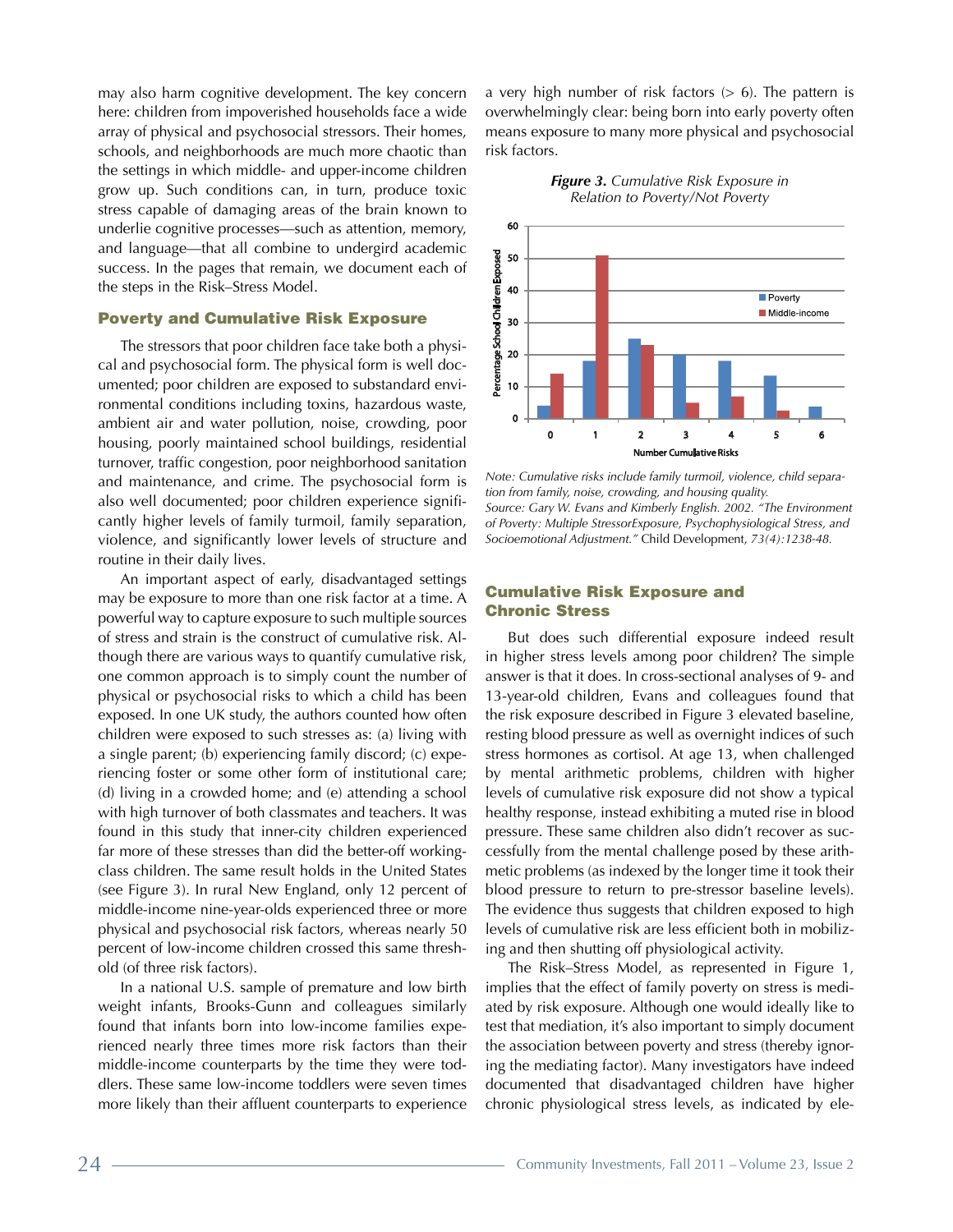may also harm cognitive development. The key concern here: children from impoverished households face a wide array of physical and psychosocial stressors. Their homes, schools, and neighborhoods are much more chaotic than the settings in which middle- and upper-income children grow up. Such conditions can, in turn, produce toxic stress capable of damaging areas of the brain known to underlie cognitive processes—such as attention, memory, and language—that all combine to undergird academic success. In the pages that remain, we document each of the steps in the Risk–Stress Model.

## Poverty and Cumulative Risk Exposure

The stressors that poor children face take both a physical and psychosocial form. The physical form is well documented; poor children are exposed to substandard environmental conditions including toxins, hazardous waste, ambient air and water pollution, noise, crowding, poor housing, poorly maintained school buildings, residential turnover, traffic congestion, poor neighborhood sanitation and maintenance, and crime. The psychosocial form is also well documented; poor children experience significantly higher levels of family turmoil, family separation, violence, and significantly lower levels of structure and routine in their daily lives.

An important aspect of early, disadvantaged settings may be exposure to more than one risk factor at a time. A powerful way to capture exposure to such multiple sources of stress and strain is the construct of cumulative risk. Although there are various ways to quantify cumulative risk, one common approach is to simply count the number of physical or psychosocial risks to which a child has been exposed. In one UK study, the authors counted how often children were exposed to such stresses as: (a) living with a single parent; (b) experiencing family discord; (c) experiencing foster or some other form of institutional care; (d) living in a crowded home; and (e) attending a school with high turnover of both classmates and teachers. It was found in this study that inner-city children experienced far more of these stresses than did the better-off working-class children. The same result holds in the United States (see Figure 3). In rural New England, only 12 percent of middle-income nine-year-olds experienced three or more physical and psychosocial risk factors, whereas nearly 50 percent of low-income children crossed this same threshold (of three risk factors).

In a national U.S. sample of premature and low birth weight infants, Brooks-Gunn and colleagues similarly found that infants born into low-income families experienced nearly three times more risk factors than their middle-income counterparts by the time they were toddlers. These same low-income toddlers were seven times more likely than their affluent counterparts to experience a very high number of risk factors (> 6). The pattern is overwhelmingly clear: being born into early poverty often means exposure to many more physical and psychosocial risk factors.

***Figure 3.*** *Cumulative Risk Exposure in Relation to Poverty/Not Poverty*

Percentage School Children Exposed
60
50
40
30
20
10
0
0 1 2 3 4 5 6
Number Cumulative Risks
Poverty
Middle-income

*Note: Cumulative risks include family turmoil, violence, child separation from family, noise, crowding, and housing quality.*
*Source: Gary W. Evans and Kimberly English. 2002. "The Environment of Poverty: Multiple StressorExposure, Psychophysiological Stress, and Socioemotional Adjustment."* Child Development, *73(4):1238-48.*

## Cumulative Risk Exposure and Chronic Stress

But does such differential exposure indeed result in higher stress levels among poor children? The simple answer is that it does. In cross-sectional analyses of 9- and 13-year-old children, Evans and colleagues found that the risk exposure described in Figure 3 elevated baseline, resting blood pressure as well as overnight indices of such stress hormones as cortisol. At age 13, when challenged by mental arithmetic problems, children with higher levels of cumulative risk exposure did not show a typical healthy response, instead exhibiting a muted rise in blood pressure. These same children also didn't recover as successfully from the mental challenge posed by these arithmetic problems (as indexed by the longer time it took their blood pressure to return to pre-stressor baseline levels). The evidence thus suggests that children exposed to high levels of cumulative risk are less efficient both in mobilizing and then shutting off physiological activity.

The Risk–Stress Model, as represented in Figure 1, implies that the effect of family poverty on stress is mediated by risk exposure. Although one would ideally like to test that mediation, it's also important to simply document the association between poverty and stress (thereby ignoring the mediating factor). Many investigators have indeed documented that disadvantaged children have higher chronic physiological stress levels, as indicated by ele-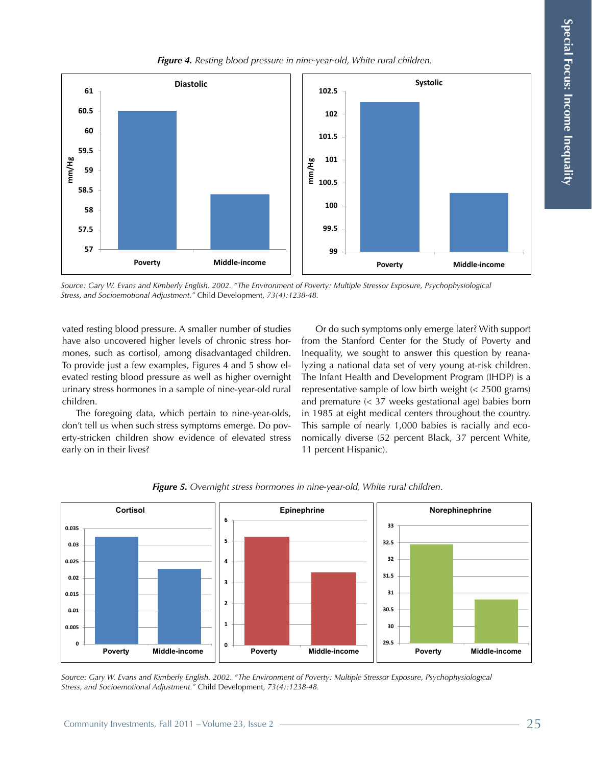*Figure 4.* *Resting blood pressure in nine-year-old, White rural children.*

*Source: Gary W. Evans and Kimberly English. 2002. "The Environment of Poverty: Multiple Stressor Exposure, Psychophysiological Stress, and Socioemotional Adjustment."* Child Development, *73(4):1238-48.*

vated resting blood pressure. A smaller number of studies have also uncovered higher levels of chronic stress hormones, such as cortisol, among disadvantaged children. To provide just a few examples, Figures 4 and 5 show elevated resting blood pressure as well as higher overnight urinary stress hormones in a sample of nine-year-old rural children.

The foregoing data, which pertain to nine-year-olds, don't tell us when such stress symptoms emerge. Do poverty-stricken children show evidence of elevated stress early on in their lives?

Or do such symptoms only emerge later? With support from the Stanford Center for the Study of Poverty and Inequality, we sought to answer this question by reanalyzing a national data set of very young at-risk children. The Infant Health and Development Program (IHDP) is a representative sample of low birth weight (< 2500 grams) and premature (< 37 weeks gestational age) babies born in 1985 at eight medical centers throughout the country. This sample of nearly 1,000 babies is racially and economically diverse (52 percent Black, 37 percent White, 11 percent Hispanic).

*Figure 5.* *Overnight stress hormones in nine-year-old, White rural children.*

*Source: Gary W. Evans and Kimberly English. 2002. "The Environment of Poverty: Multiple Stressor Exposure, Psychophysiological Stress, and Socioemotional Adjustment."* Child Development, *73(4):1238-48.*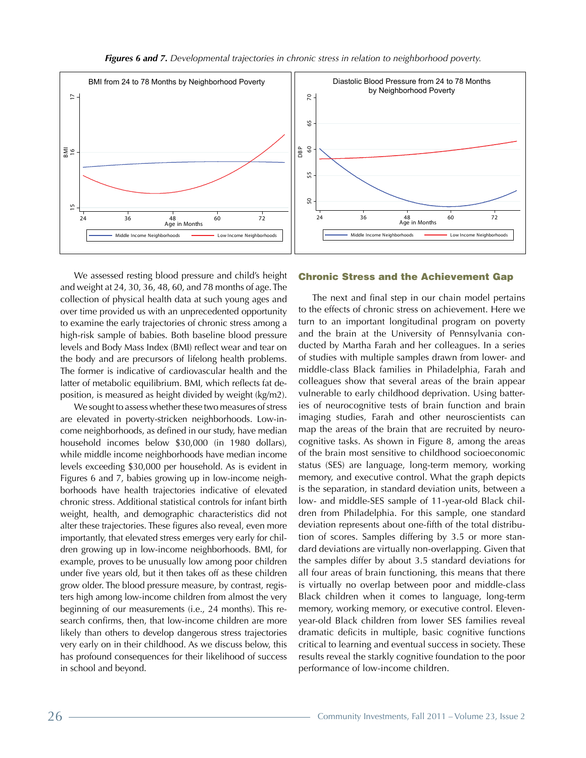***Figures 6 and 7.*** *Developmental trajectories in chronic stress in relation to neighborhood poverty.*

We assessed resting blood pressure and child's height and weight at 24, 30, 36, 48, 60, and 78 months of age. The collection of physical health data at such young ages and over time provided us with an unprecedented opportunity to examine the early trajectories of chronic stress among a high-risk sample of babies. Both baseline blood pressure levels and Body Mass Index (BMI) reflect wear and tear on the body and are precursors of lifelong health problems. The former is indicative of cardiovascular health and the latter of metabolic equilibrium. BMI, which reflects fat deposition, is measured as height divided by weight (kg/m2).

We sought to assess whether these two measures of stress are elevated in poverty-stricken neighborhoods. Low-income neighborhoods, as defined in our study, have median household incomes below $30,000 (in 1980 dollars), while middle income neighborhoods have median income levels exceeding $30,000 per household. As is evident in Figures 6 and 7, babies growing up in low-income neighborhoods have health trajectories indicative of elevated chronic stress. Additional statistical controls for infant birth weight, health, and demographic characteristics did not alter these trajectories. These figures also reveal, even more importantly, that elevated stress emerges very early for children growing up in low-income neighborhoods. BMI, for example, proves to be unusually low among poor children under five years old, but it then takes off as these children grow older. The blood pressure measure, by contrast, registers high among low-income children from almost the very beginning of our measurements (i.e., 24 months). This research confirms, then, that low-income children are more likely than others to develop dangerous stress trajectories very early on in their childhood. As we discuss below, this has profound consequences for their likelihood of success in school and beyond.

## Chronic Stress and the Achievement Gap

The next and final step in our chain model pertains to the effects of chronic stress on achievement. Here we turn to an important longitudinal program on poverty and the brain at the University of Pennsylvania conducted by Martha Farah and her colleagues. In a series of studies with multiple samples drawn from lower- and middle-class Black families in Philadelphia, Farah and colleagues show that several areas of the brain appear vulnerable to early childhood deprivation. Using batteries of neurocognitive tests of brain function and brain imaging studies, Farah and other neuroscientists can map the areas of the brain that are recruited by neurocognitive tasks. As shown in Figure 8, among the areas of the brain most sensitive to childhood socioeconomic status (SES) are language, long-term memory, working memory, and executive control. What the graph depicts is the separation, in standard deviation units, between a low- and middle-SES sample of 11-year-old Black children from Philadelphia. For this sample, one standard deviation represents about one-fifth of the total distribution of scores. Samples differing by 3.5 or more standard deviations are virtually non-overlapping. Given that the samples differ by about 3.5 standard deviations for all four areas of brain functioning, this means that there is virtually no overlap between poor and middle-class Black children when it comes to language, long-term memory, working memory, or executive control. Eleven-year-old Black children from lower SES families reveal dramatic deficits in multiple, basic cognitive functions critical to learning and eventual success in society. These results reveal the starkly cognitive foundation to the poor performance of low-income children.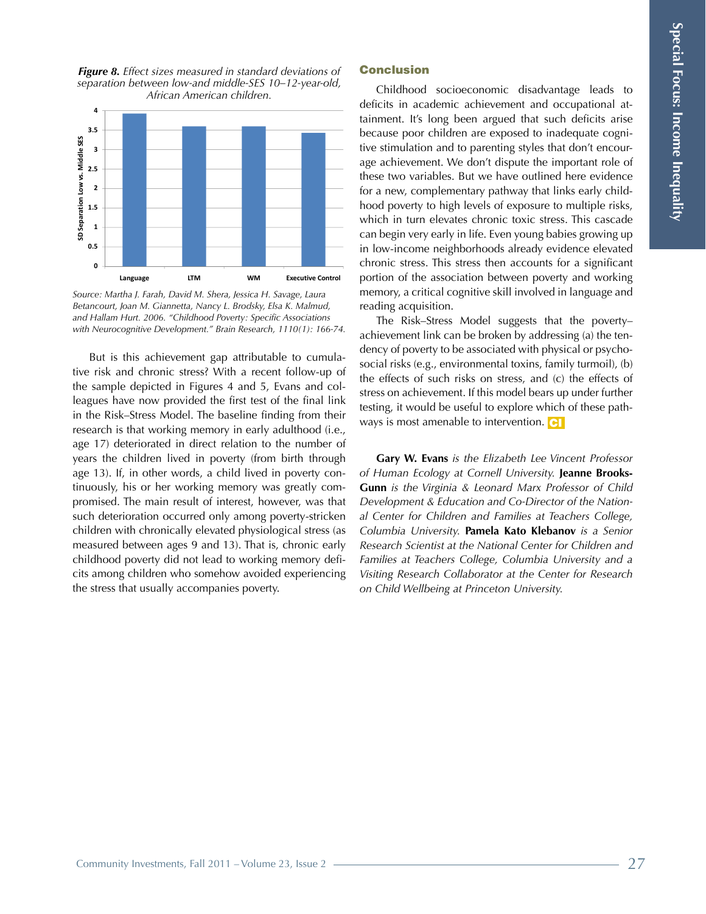***Figure 8.*** *Effect sizes measured in standard deviations of separation between low-and middle-SES 10–12-year-old, African American children.*

SD Separation Low vs. Middle SES

4
3.5
3
2.5
2
1.5
1
0.5
0

Language
LTM
WM
Executive Control

*Source: Martha J. Farah, David M. Shera, Jessica H. Savage, Laura Betancourt, Joan M. Giannetta, Nancy L. Brodsky, Elsa K. Malmud, and Hallam Hurt. 2006. "Childhood Poverty: Specific Associations with Neurocognitive Development." Brain Research, 1110(1): 166-74.*

But is this achievement gap attributable to cumulative risk and chronic stress? With a recent follow-up of the sample depicted in Figures 4 and 5, Evans and colleagues have now provided the first test of the final link in the Risk–Stress Model. The baseline finding from their research is that working memory in early adulthood (i.e., age 17) deteriorated in direct relation to the number of years the children lived in poverty (from birth through age 13). If, in other words, a child lived in poverty continuously, his or her working memory was greatly compromised. The main result of interest, however, was that such deterioration occurred only among poverty-stricken children with chronically elevated physiological stress (as measured between ages 9 and 13). That is, chronic early childhood poverty did not lead to working memory deficits among children who somehow avoided experiencing the stress that usually accompanies poverty.

## Conclusion

Childhood socioeconomic disadvantage leads to deficits in academic achievement and occupational attainment. It's long been argued that such deficits arise because poor children are exposed to inadequate cognitive stimulation and to parenting styles that don't encourage achievement. We don't dispute the important role of these two variables. But we have outlined here evidence for a new, complementary pathway that links early childhood poverty to high levels of exposure to multiple risks, which in turn elevates chronic toxic stress. This cascade can begin very early in life. Even young babies growing up in low-income neighborhoods already evidence elevated chronic stress. This stress then accounts for a significant portion of the association between poverty and working memory, a critical cognitive skill involved in language and reading acquisition.

The Risk–Stress Model suggests that the poverty–achievement link can be broken by addressing (a) the tendency of poverty to be associated with physical or psychosocial risks (e.g., environmental toxins, family turmoil), (b) the effects of such risks on stress, and (c) the effects of stress on achievement. If this model bears up under further testing, it would be useful to explore which of these pathways is most amenable to intervention. CI

**Gary W. Evans** *is the Elizabeth Lee Vincent Professor of Human Ecology at Cornell University.* **Jeanne Brooks-Gunn** *is the Virginia & Leonard Marx Professor of Child Development & Education and Co-Director of the National Center for Children and Families at Teachers College, Columbia University.* **Pamela Kato Klebanov** *is a Senior Research Scientist at the National Center for Children and Families at Teachers College, Columbia University and a Visiting Research Collaborator at the Center for Research on Child Wellbeing at Princeton University.*